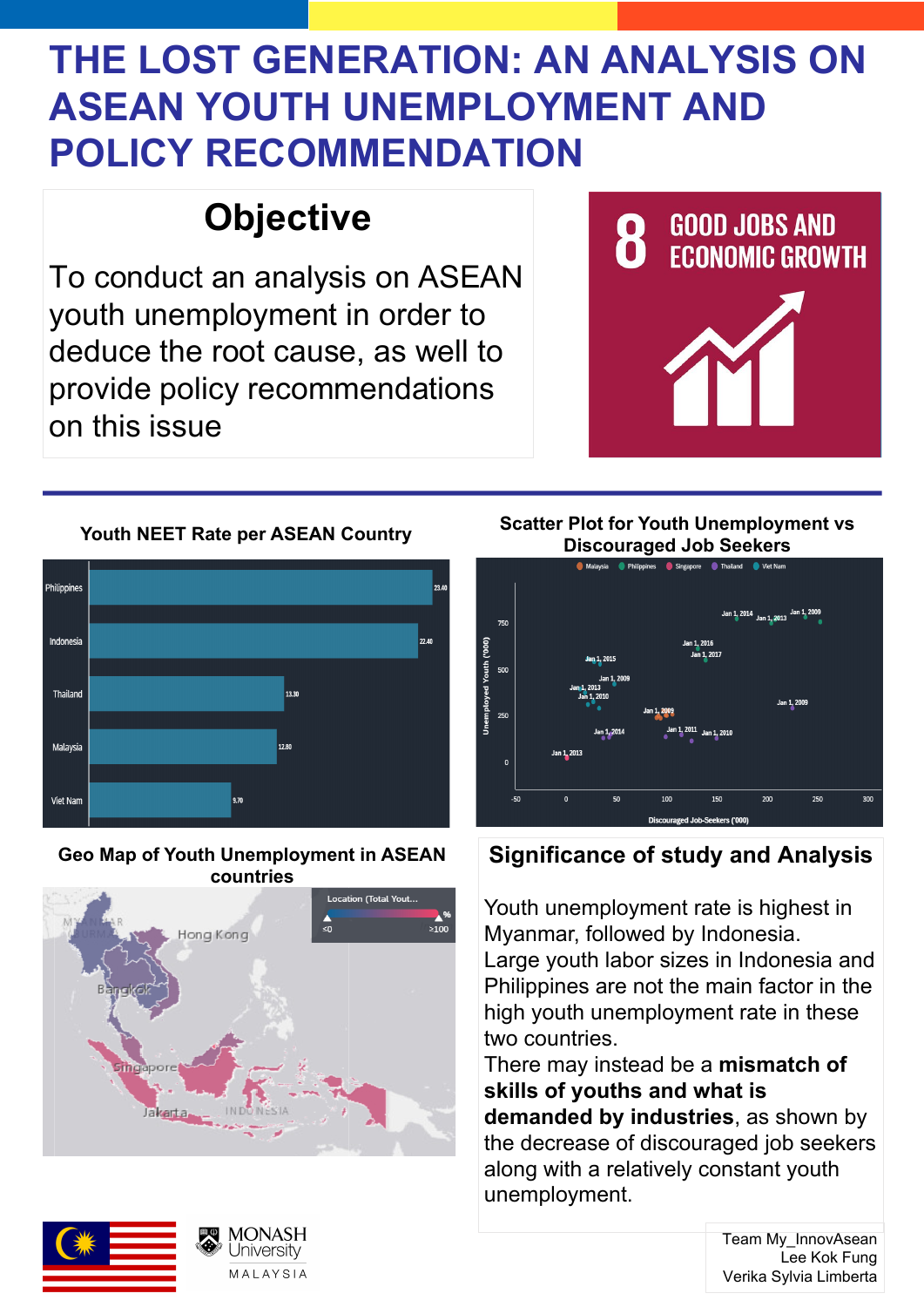# THE LOST GENERATION: AN ANALYSIS ON ASEAN YOUTH UNEMPLOYMENT AND POLICY RECOMMENDATION

## Objective

To conduct an analysis on ASEAN youth unemployment in order to deduce the root cause, as well to provide policy recommendations on this issue

8 GOOD JOBS AND ECONOMIC GROWTH

### Youth NEET Rate per ASEAN Country

| Country | NEET Rate |
|---|---|
| Philippines | 23.40 |
| Indonesia | 22.40 |
| Thailand | 13.30 |
| Malaysia | 12.80 |
| Viet Nam | 9.70 |

### Scatter Plot for Youth Unemployment vs Discouraged Job Seekers

### Geo Map of Youth Unemployment in ASEAN countries

## Significance of study and Analysis

Youth unemployment rate is highest in Myanmar, followed by Indonesia.
Large youth labor sizes in Indonesia and Philippines are not the main factor in the high youth unemployment rate in these two countries.
There may instead be a **mismatch of skills of youths and what is demanded by industries**, as shown by the decrease of discouraged job seekers along with a relatively constant youth unemployment.

MONASH University MALAYSIA

Team My_InnovAsean
Lee Kok Fung
Verika Sylvia Limberta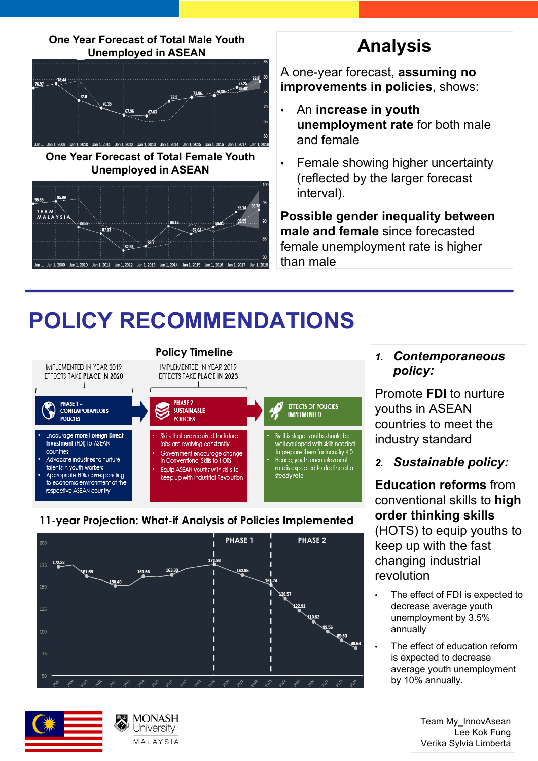### One Year Forecast of Total Male Youth Unemployed in ASEAN

76.97
78.44
72.8
70.35
67.96
67.63
72.5
73.86
74.39
77.25
75.43
79.2

85
80
75
70
65
60

Jan ... Jan 1, 2009 Jan 1, 2010 Jan 1, 2011 Jan 1, 2012 Jan 1, 2013 Jan 1, 2014 Jan 1, 2015 Jan 1, 2016 Jan 1, 2017 Jan 1, 2018

### One Year Forecast of Total Female Youth Unemployed in ASEAN

95.35
95.99
TEAM MALAYSIA
88.09
87.13
82.53
83.7
89.16
87.04
88.91
93.14
89.55
93.78

100
95
90
85
80

Jan ... Jan 1, 2009 Jan 1, 2010 Jan 1, 2011 Jan 1, 2012 Jan 1, 2013 Jan 1, 2014 Jan 1, 2015 Jan 1, 2016 Jan 1, 2017 Jan 1, 2018

## Analysis

A one-year forecast, **assuming no improvements in policies**, shows:

- An **increase in youth unemployment rate** for both male and female
- Female showing higher uncertainty (reflected by the larger forecast interval).

**Possible gender inequality between male and female** since forecasted female unemployment rate is higher than male

# POLICY RECOMMENDATIONS

### Policy Timeline

IMPLEMENTED IN YEAR 2019
EFFECTS TAKE PLACE IN 2020

IMPLEMENTED IN YEAR 2019
EFFECTS TAKE PLACE IN 2023

**PHASE 1 – CONTEMPORANEOUS POLICIES**

- Encourage more Foreign Direct Investment (FDI) to ASEAN countries
- Advocate industries to nurture talents in youth workers
- Appropriate FDIs corresponding to economic environment of the respective ASEAN country

**PHASE 2 – SUSTAINABLE POLICIES**

- Skills that are required for future jobs are evolving constantly
- Government encourage change in Conventional Skills to HOTS
- Equip ASEAN youths with skills to keep up with Industrial Revolution

**EFFECTS OF POLICIES IMPLEMENTED**

- By this stage, youths should be well-equipped with skills needed to prepare them for Industry 4.0
- Hence, youth unemployment rate is expected to decline at a steady rate

### 11-year Projection: What-if Analysis of Policies Implemented

PHASE 1
PHASE 2

172.32
161.69
150.49
161.66
163.30
174.98
162.95
151.74
136.57
122.91
110.62
99.56
89.60
80.64

200
175
150
125
100
75
50

2008 2009 2010 2011 2012 2013 2014 2015 2016 2017 2018 2019 2020 2021 2022 2023 2024 2025 2026 2027 2028 2029

1. ***Contemporaneous policy:***

Promote **FDI** to nurture youths in ASEAN countries to meet the industry standard

2. ***Sustainable policy:***

**Education reforms** from conventional skills to **high order thinking skills** (HOTS) to equip youths to keep up with the fast changing industrial revolution

- The effect of FDI is expected to decrease average youth unemployment by 3.5% annually
- The effect of education reform is expected to decrease average youth unemployment by 10% annually

MONASH University
MALAYSIA

Team My_InnovAsean
Lee Kok Fung
Verika Sylvia Limberta